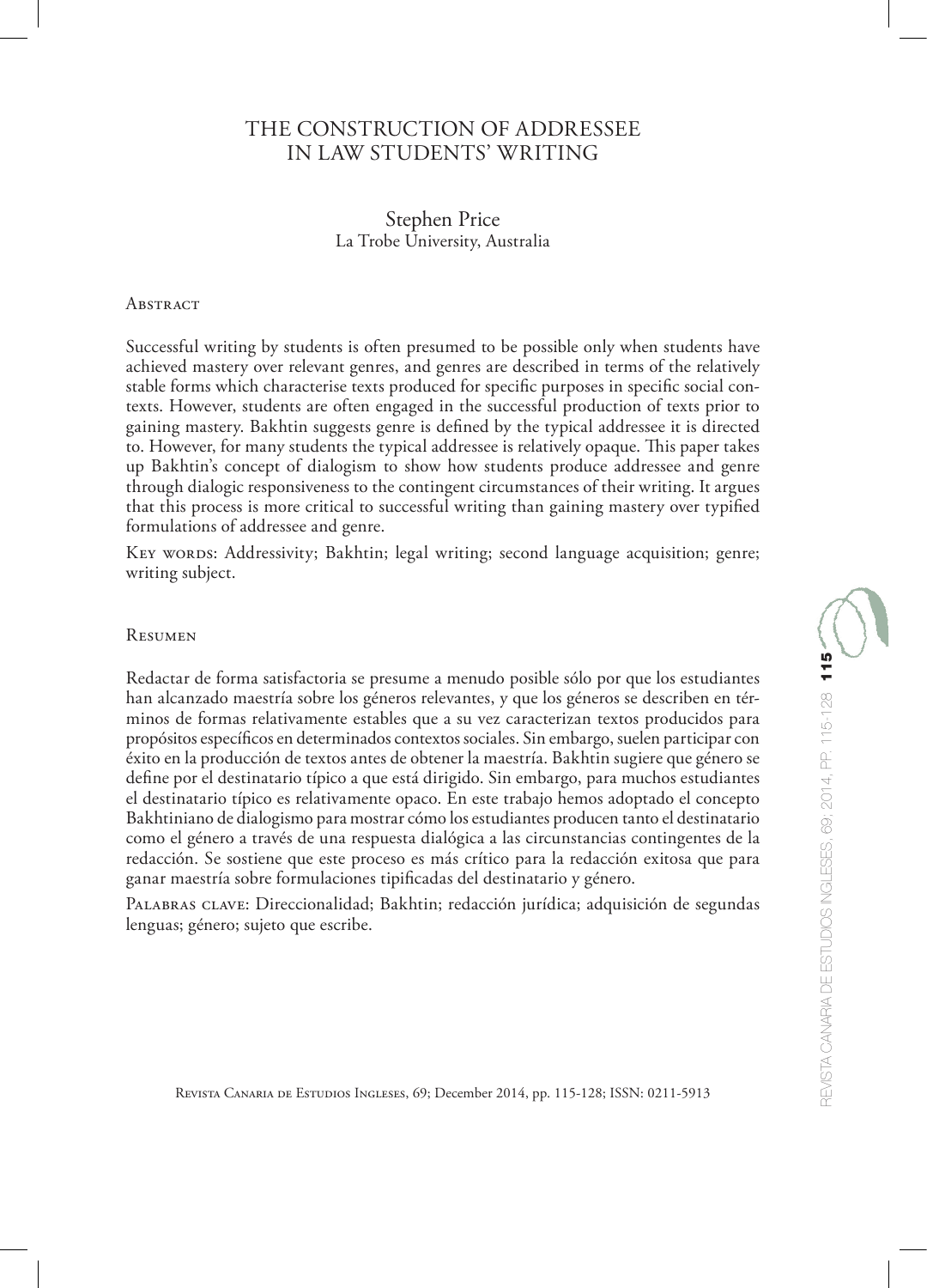# THE CONSTRUCTION OF ADDRESSEE IN LAW STUDENTS' WRITING

Stephen Price
La Trobe University, Australia

## Abstract

Successful writing by students is often presumed to be possible only when students have achieved mastery over relevant genres, and genres are described in terms of the relatively stable forms which characterise texts produced for specific purposes in specific social contexts. However, students are often engaged in the successful production of texts prior to gaining mastery. Bakhtin suggests genre is defined by the typical addressee it is directed to. However, for many students the typical addressee is relatively opaque. This paper takes up Bakhtin's concept of dialogism to show how students produce addressee and genre through dialogic responsiveness to the contingent circumstances of their writing. It argues that this process is more critical to successful writing than gaining mastery over typified formulations of addressee and genre.

Key words: Addressivity; Bakhtin; legal writing; second language acquisition; genre; writing subject.

## Resumen

Redactar de forma satisfactoria se presume a menudo posible sólo por que los estudiantes han alcanzado maestría sobre los géneros relevantes, y que los géneros se describen en términos de formas relativamente estables que a su vez caracterizan textos producidos para propósitos específicos en determinados contextos sociales. Sin embargo, suelen participar con éxito en la producción de textos antes de obtener la maestría. Bakhtin sugiere que género se define por el destinatario típico a que está dirigido. Sin embargo, para muchos estudiantes el destinatario típico es relativamente opaco. En este trabajo hemos adoptado el concepto Bakhtiniano de dialogismo para mostrar cómo los estudiantes producen tanto el destinatario como el género a través de una respuesta dialógica a las circunstancias contingentes de la redacción. Se sostiene que este proceso es más crítico para la redacción exitosa que para ganar maestría sobre formulaciones tipificadas del destinatario y género.

Palabras clave: Direccionalidad; Bakhtin; redacción jurídica; adquisición de segundas lenguas; género; sujeto que escribe.

Revista Canaria de Estudios Ingleses, 69; December 2014, pp. 115-128; ISSN: 0211-5913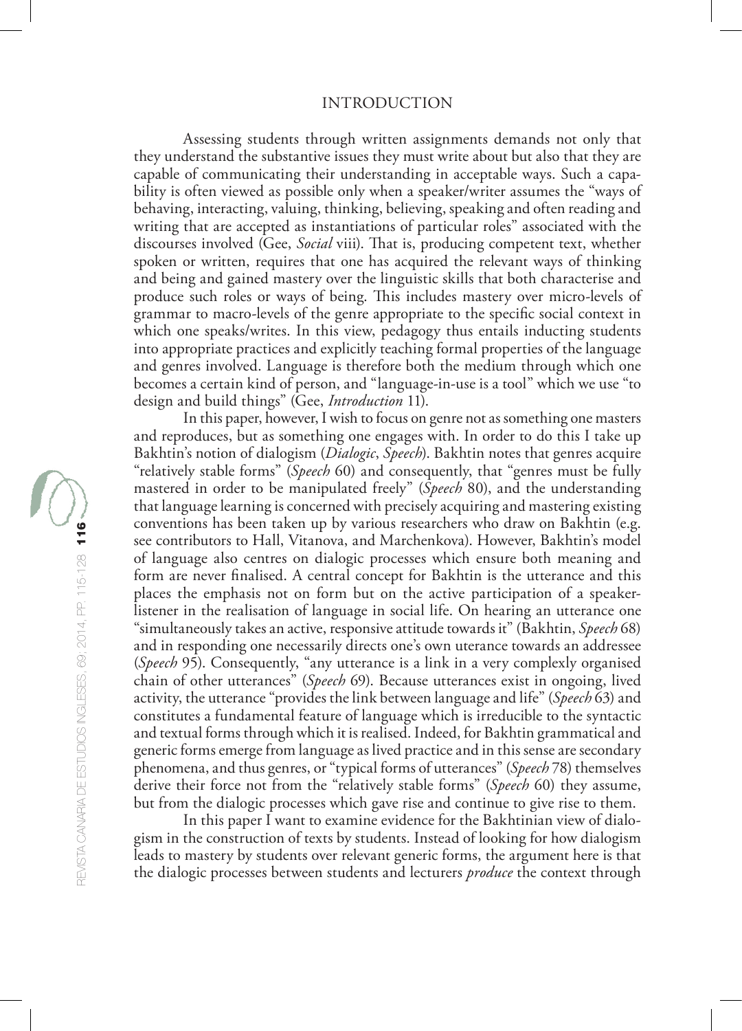## INTRODUCTION

Assessing students through written assignments demands not only that they understand the substantive issues they must write about but also that they are capable of communicating their understanding in acceptable ways. Such a capability is often viewed as possible only when a speaker/writer assumes the "ways of behaving, interacting, valuing, thinking, believing, speaking and often reading and writing that are accepted as instantiations of particular roles" associated with the discourses involved (Gee, *Social* viii). That is, producing competent text, whether spoken or written, requires that one has acquired the relevant ways of thinking and being and gained mastery over the linguistic skills that both characterise and produce such roles or ways of being. This includes mastery over micro-levels of grammar to macro-levels of the genre appropriate to the specific social context in which one speaks/writes. In this view, pedagogy thus entails inducting students into appropriate practices and explicitly teaching formal properties of the language and genres involved. Language is therefore both the medium through which one becomes a certain kind of person, and "language-in-use is a tool" which we use "to design and build things" (Gee, *Introduction* 11).

In this paper, however, I wish to focus on genre not as something one masters and reproduces, but as something one engages with. In order to do this I take up Bakhtin's notion of dialogism (*Dialogic*, *Speech*). Bakhtin notes that genres acquire "relatively stable forms" (*Speech* 60) and consequently, that "genres must be fully mastered in order to be manipulated freely" (*Speech* 80), and the understanding that language learning is concerned with precisely acquiring and mastering existing conventions has been taken up by various researchers who draw on Bakhtin (e.g. see contributors to Hall, Vitanova, and Marchenkova). However, Bakhtin's model of language also centres on dialogic processes which ensure both meaning and form are never finalised. A central concept for Bakhtin is the utterance and this places the emphasis not on form but on the active participation of a speaker-listener in the realisation of language in social life. On hearing an utterance one "simultaneously takes an active, responsive attitude towards it" (Bakhtin, *Speech* 68) and in responding one necessarily directs one's own uterance towards an addressee (*Speech* 95). Consequently, "any utterance is a link in a very complexly organised chain of other utterances" (*Speech* 69). Because utterances exist in ongoing, lived activity, the utterance "provides the link between language and life" (*Speech* 63) and constitutes a fundamental feature of language which is irreducible to the syntactic and textual forms through which it is realised. Indeed, for Bakhtin grammatical and generic forms emerge from language as lived practice and in this sense are secondary phenomena, and thus genres, or "typical forms of utterances" (*Speech* 78) themselves derive their force not from the "relatively stable forms" (*Speech* 60) they assume, but from the dialogic processes which gave rise and continue to give rise to them.

In this paper I want to examine evidence for the Bakhtinian view of dialogism in the construction of texts by students. Instead of looking for how dialogism leads to mastery by students over relevant generic forms, the argument here is that the dialogic processes between students and lecturers *produce* the context through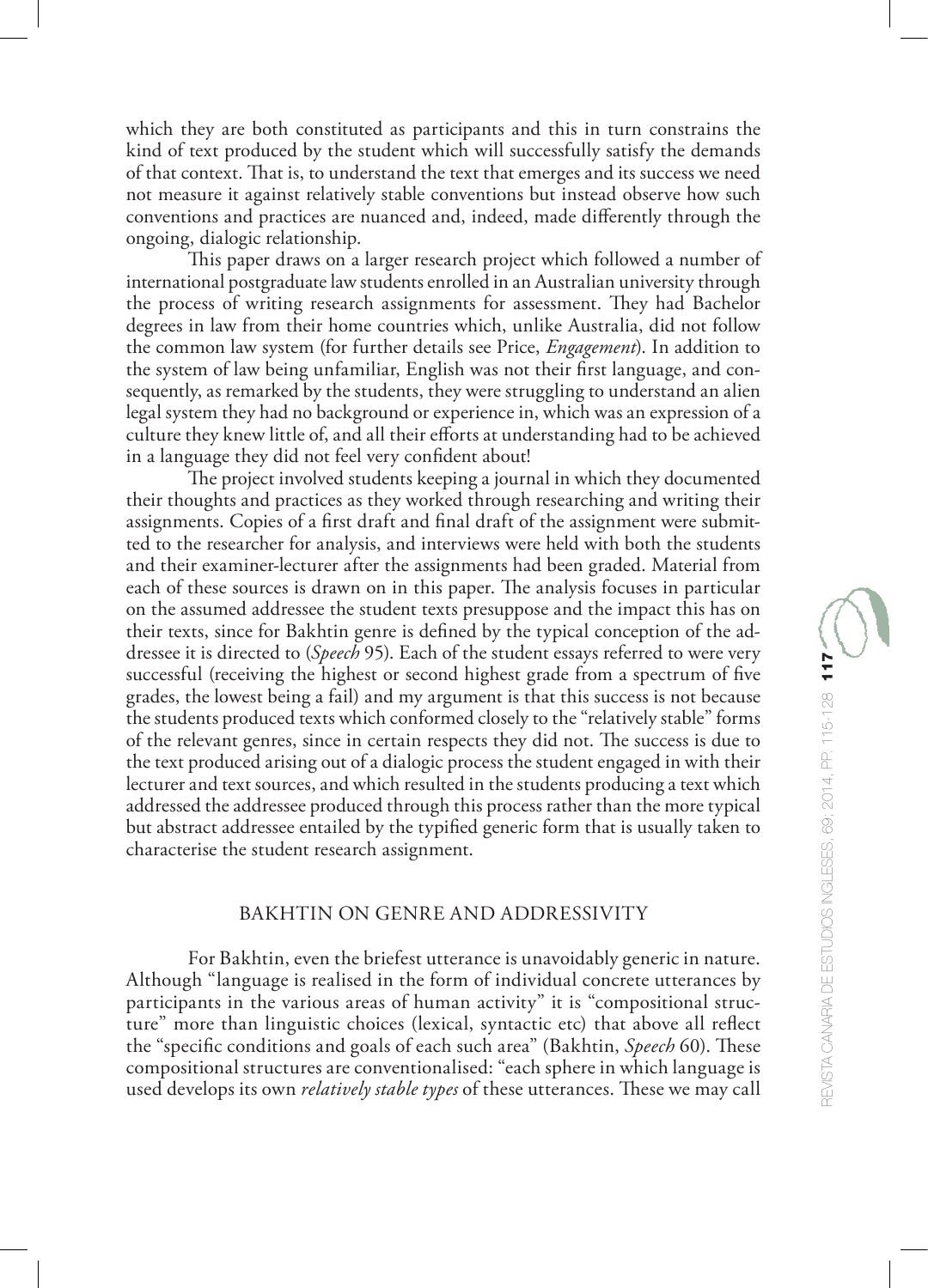which they are both constituted as participants and this in turn constrains the kind of text produced by the student which will successfully satisfy the demands of that context. That is, to understand the text that emerges and its success we need not measure it against relatively stable conventions but instead observe how such conventions and practices are nuanced and, indeed, made differently through the ongoing, dialogic relationship.

This paper draws on a larger research project which followed a number of international postgraduate law students enrolled in an Australian university through the process of writing research assignments for assessment. They had Bachelor degrees in law from their home countries which, unlike Australia, did not follow the common law system (for further details see Price, *Engagement*). In addition to the system of law being unfamiliar, English was not their first language, and consequently, as remarked by the students, they were struggling to understand an alien legal system they had no background or experience in, which was an expression of a culture they knew little of, and all their efforts at understanding had to be achieved in a language they did not feel very confident about!

The project involved students keeping a journal in which they documented their thoughts and practices as they worked through researching and writing their assignments. Copies of a first draft and final draft of the assignment were submitted to the researcher for analysis, and interviews were held with both the students and their examiner-lecturer after the assignments had been graded. Material from each of these sources is drawn on in this paper. The analysis focuses in particular on the assumed addressee the student texts presuppose and the impact this has on their texts, since for Bakhtin genre is defined by the typical conception of the addressee it is directed to (*Speech* 95). Each of the student essays referred to were very successful (receiving the highest or second highest grade from a spectrum of five grades, the lowest being a fail) and my argument is that this success is not because the students produced texts which conformed closely to the "relatively stable" forms of the relevant genres, since in certain respects they did not. The success is due to the text produced arising out of a dialogic process the student engaged in with their lecturer and text sources, and which resulted in the students producing a text which addressed the addressee produced through this process rather than the more typical but abstract addressee entailed by the typified generic form that is usually taken to characterise the student research assignment.

## BAKHTIN ON GENRE AND ADDRESSIVITY

For Bakhtin, even the briefest utterance is unavoidably generic in nature. Although "language is realised in the form of individual concrete utterances by participants in the various areas of human activity" it is "compositional structure" more than linguistic choices (lexical, syntactic etc) that above all reflect the "specific conditions and goals of each such area" (Bakhtin, *Speech* 60). These compositional structures are conventionalised: "each sphere in which language is used develops its own *relatively stable types* of these utterances. These we may call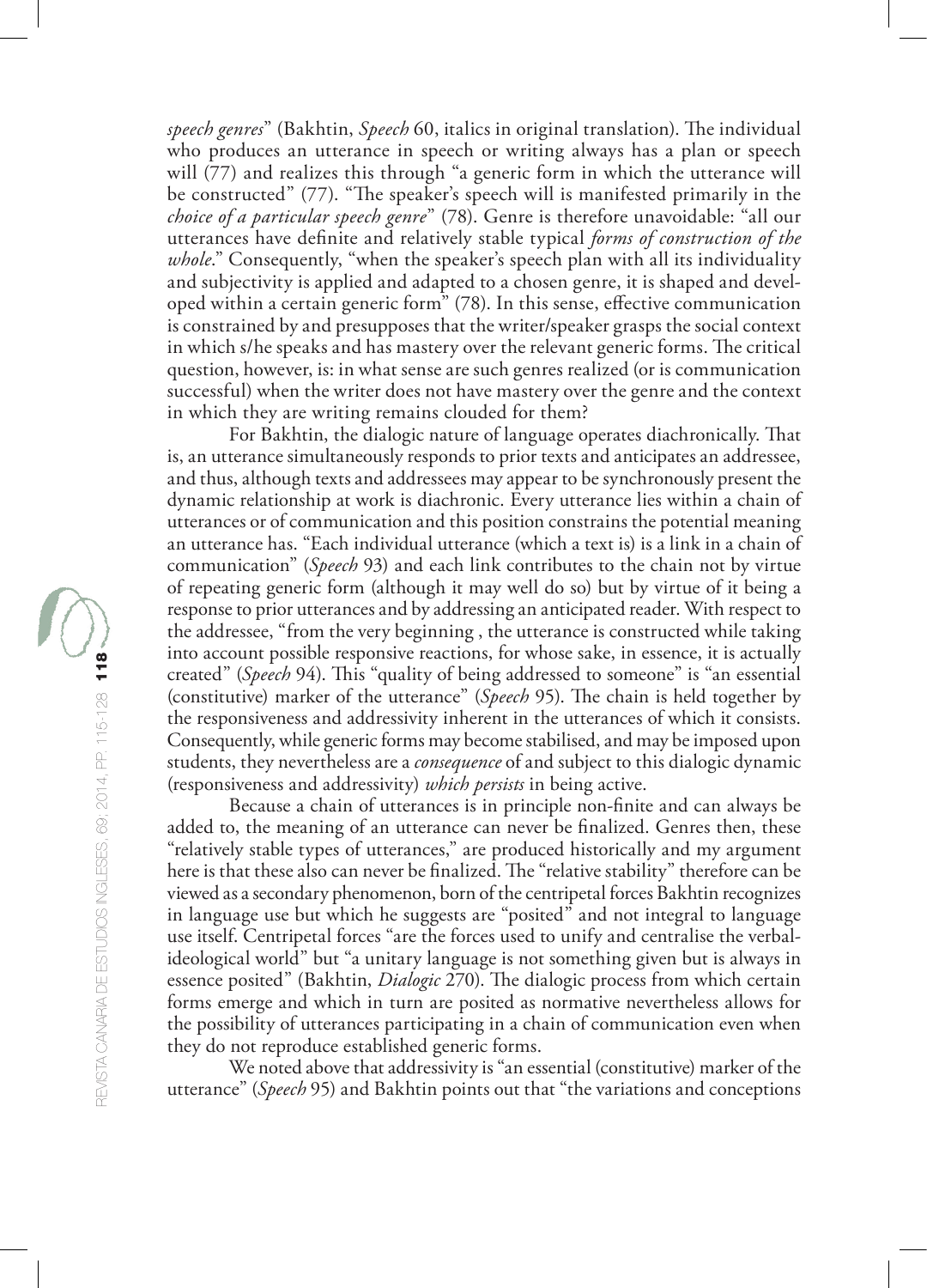*speech genres*" (Bakhtin, *Speech* 60, italics in original translation). The individual who produces an utterance in speech or writing always has a plan or speech will (77) and realizes this through "a generic form in which the utterance will be constructed" (77). "The speaker's speech will is manifested primarily in the *choice of a particular speech genre*" (78). Genre is therefore unavoidable: "all our utterances have definite and relatively stable typical *forms of construction of the whole*." Consequently, "when the speaker's speech plan with all its individuality and subjectivity is applied and adapted to a chosen genre, it is shaped and developed within a certain generic form" (78). In this sense, effective communication is constrained by and presupposes that the writer/speaker grasps the social context in which s/he speaks and has mastery over the relevant generic forms. The critical question, however, is: in what sense are such genres realized (or is communication successful) when the writer does not have mastery over the genre and the context in which they are writing remains clouded for them?

For Bakhtin, the dialogic nature of language operates diachronically. That is, an utterance simultaneously responds to prior texts and anticipates an addressee, and thus, although texts and addressees may appear to be synchronously present the dynamic relationship at work is diachronic. Every utterance lies within a chain of utterances or of communication and this position constrains the potential meaning an utterance has. "Each individual utterance (which a text is) is a link in a chain of communication" (*Speech* 93) and each link contributes to the chain not by virtue of repeating generic form (although it may well do so) but by virtue of it being a response to prior utterances and by addressing an anticipated reader. With respect to the addressee, "from the very beginning , the utterance is constructed while taking into account possible responsive reactions, for whose sake, in essence, it is actually created" (*Speech* 94). This "quality of being addressed to someone" is "an essential (constitutive) marker of the utterance" (*Speech* 95). The chain is held together by the responsiveness and addressivity inherent in the utterances of which it consists. Consequently, while generic forms may become stabilised, and may be imposed upon students, they nevertheless are a *consequence* of and subject to this dialogic dynamic (responsiveness and addressivity) *which persists* in being active.

Because a chain of utterances is in principle non-finite and can always be added to, the meaning of an utterance can never be finalized. Genres then, these "relatively stable types of utterances," are produced historically and my argument here is that these also can never be finalized. The "relative stability" therefore can be viewed as a secondary phenomenon, born of the centripetal forces Bakhtin recognizes in language use but which he suggests are "posited" and not integral to language use itself. Centripetal forces "are the forces used to unify and centralise the verbal-ideological world" but "a unitary language is not something given but is always in essence posited" (Bakhtin, *Dialogic* 270). The dialogic process from which certain forms emerge and which in turn are posited as normative nevertheless allows for the possibility of utterances participating in a chain of communication even when they do not reproduce established generic forms.

We noted above that addressivity is "an essential (constitutive) marker of the utterance" (*Speech* 95) and Bakhtin points out that "the variations and conceptions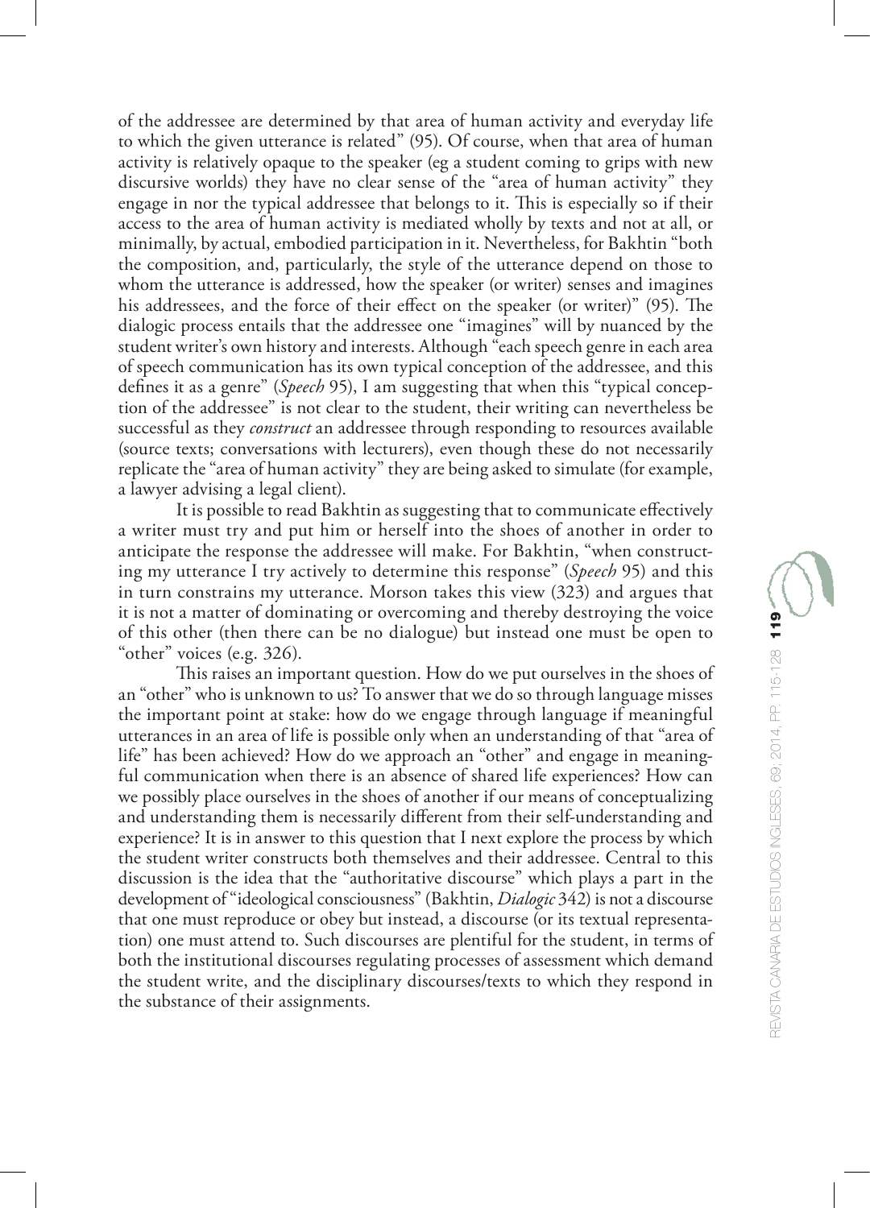of the addressee are determined by that area of human activity and everyday life to which the given utterance is related" (95). Of course, when that area of human activity is relatively opaque to the speaker (eg a student coming to grips with new discursive worlds) they have no clear sense of the "area of human activity" they engage in nor the typical addressee that belongs to it. This is especially so if their access to the area of human activity is mediated wholly by texts and not at all, or minimally, by actual, embodied participation in it. Nevertheless, for Bakhtin "both the composition, and, particularly, the style of the utterance depend on those to whom the utterance is addressed, how the speaker (or writer) senses and imagines his addressees, and the force of their effect on the speaker (or writer)" (95). The dialogic process entails that the addressee one "imagines" will by nuanced by the student writer's own history and interests. Although "each speech genre in each area of speech communication has its own typical conception of the addressee, and this defines it as a genre" (*Speech* 95), I am suggesting that when this "typical conception of the addressee" is not clear to the student, their writing can nevertheless be successful as they *construct* an addressee through responding to resources available (source texts; conversations with lecturers), even though these do not necessarily replicate the "area of human activity" they are being asked to simulate (for example, a lawyer advising a legal client).

It is possible to read Bakhtin as suggesting that to communicate effectively a writer must try and put him or herself into the shoes of another in order to anticipate the response the addressee will make. For Bakhtin, "when constructing my utterance I try actively to determine this response" (*Speech* 95) and this in turn constrains my utterance. Morson takes this view (323) and argues that it is not a matter of dominating or overcoming and thereby destroying the voice of this other (then there can be no dialogue) but instead one must be open to "other" voices (e.g. 326).

This raises an important question. How do we put ourselves in the shoes of an "other" who is unknown to us? To answer that we do so through language misses the important point at stake: how do we engage through language if meaningful utterances in an area of life is possible only when an understanding of that "area of life" has been achieved? How do we approach an "other" and engage in meaningful communication when there is an absence of shared life experiences? How can we possibly place ourselves in the shoes of another if our means of conceptualizing and understanding them is necessarily different from their self-understanding and experience? It is in answer to this question that I next explore the process by which the student writer constructs both themselves and their addressee. Central to this discussion is the idea that the "authoritative discourse" which plays a part in the development of "ideological consciousness" (Bakhtin, *Dialogic* 342) is not a discourse that one must reproduce or obey but instead, a discourse (or its textual representation) one must attend to. Such discourses are plentiful for the student, in terms of both the institutional discourses regulating processes of assessment which demand the student write, and the disciplinary discourses/texts to which they respond in the substance of their assignments.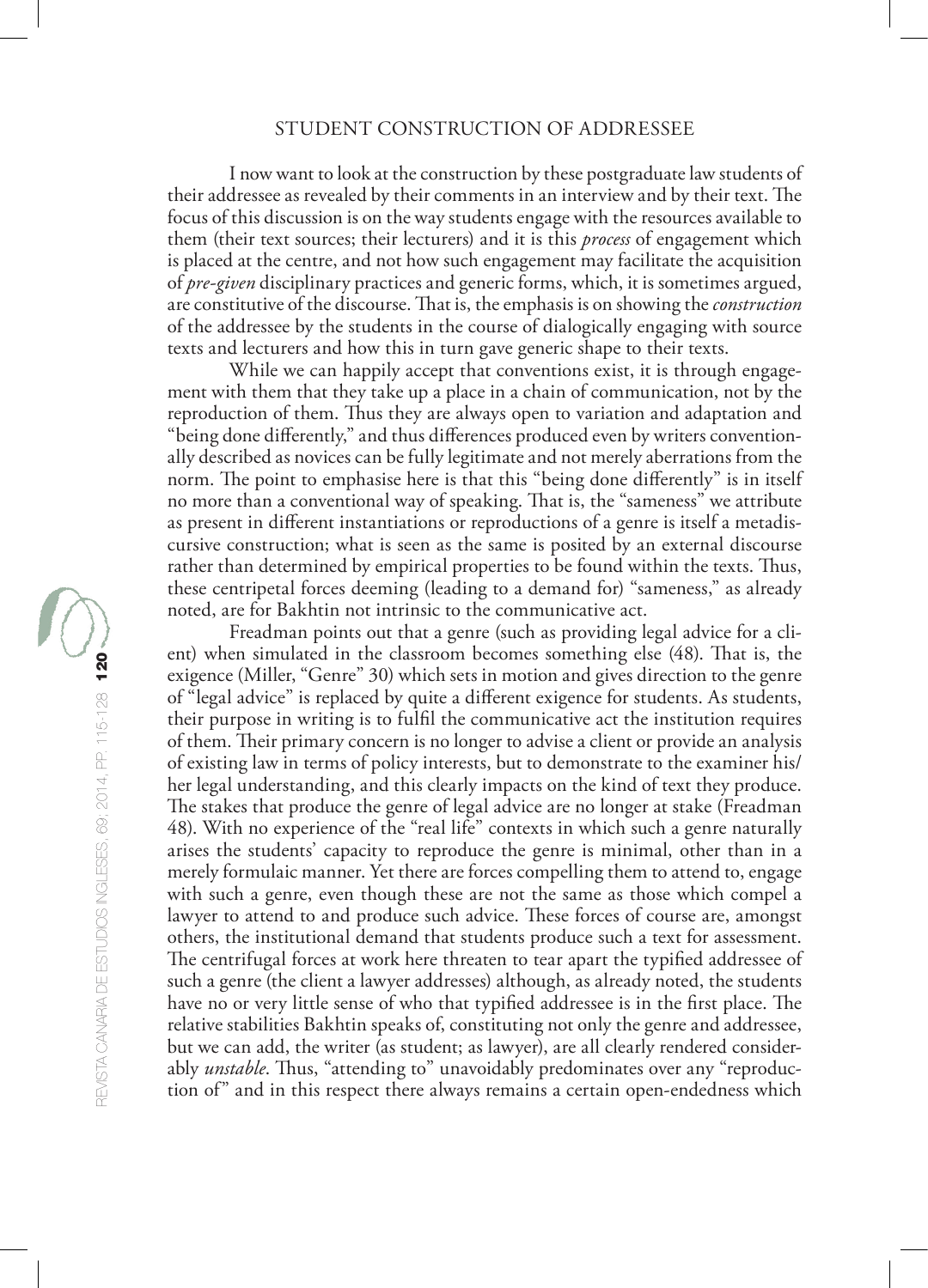## STUDENT CONSTRUCTION OF ADDRESSEE

I now want to look at the construction by these postgraduate law students of their addressee as revealed by their comments in an interview and by their text. The focus of this discussion is on the way students engage with the resources available to them (their text sources; their lecturers) and it is this *process* of engagement which is placed at the centre, and not how such engagement may facilitate the acquisition of *pre-given* disciplinary practices and generic forms, which, it is sometimes argued, are constitutive of the discourse. That is, the emphasis is on showing the *construction* of the addressee by the students in the course of dialogically engaging with source texts and lecturers and how this in turn gave generic shape to their texts.

While we can happily accept that conventions exist, it is through engagement with them that they take up a place in a chain of communication, not by the reproduction of them. Thus they are always open to variation and adaptation and "being done differently," and thus differences produced even by writers conventionally described as novices can be fully legitimate and not merely aberrations from the norm. The point to emphasise here is that this "being done differently" is in itself no more than a conventional way of speaking. That is, the "sameness" we attribute as present in different instantiations or reproductions of a genre is itself a metadiscursive construction; what is seen as the same is posited by an external discourse rather than determined by empirical properties to be found within the texts. Thus, these centripetal forces deeming (leading to a demand for) "sameness," as already noted, are for Bakhtin not intrinsic to the communicative act.

Freadman points out that a genre (such as providing legal advice for a client) when simulated in the classroom becomes something else (48). That is, the exigence (Miller, "Genre" 30) which sets in motion and gives direction to the genre of "legal advice" is replaced by quite a different exigence for students. As students, their purpose in writing is to fulfil the communicative act the institution requires of them. Their primary concern is no longer to advise a client or provide an analysis of existing law in terms of policy interests, but to demonstrate to the examiner his/her legal understanding, and this clearly impacts on the kind of text they produce. The stakes that produce the genre of legal advice are no longer at stake (Freadman 48). With no experience of the "real life" contexts in which such a genre naturally arises the students' capacity to reproduce the genre is minimal, other than in a merely formulaic manner. Yet there are forces compelling them to attend to, engage with such a genre, even though these are not the same as those which compel a lawyer to attend to and produce such advice. These forces of course are, amongst others, the institutional demand that students produce such a text for assessment. The centrifugal forces at work here threaten to tear apart the typified addressee of such a genre (the client a lawyer addresses) although, as already noted, the students have no or very little sense of who that typified addressee is in the first place. The relative stabilities Bakhtin speaks of, constituting not only the genre and addressee, but we can add, the writer (as student; as lawyer), are all clearly rendered considerably *unstable*. Thus, "attending to" unavoidably predominates over any "reproduction of" and in this respect there always remains a certain open-endedness which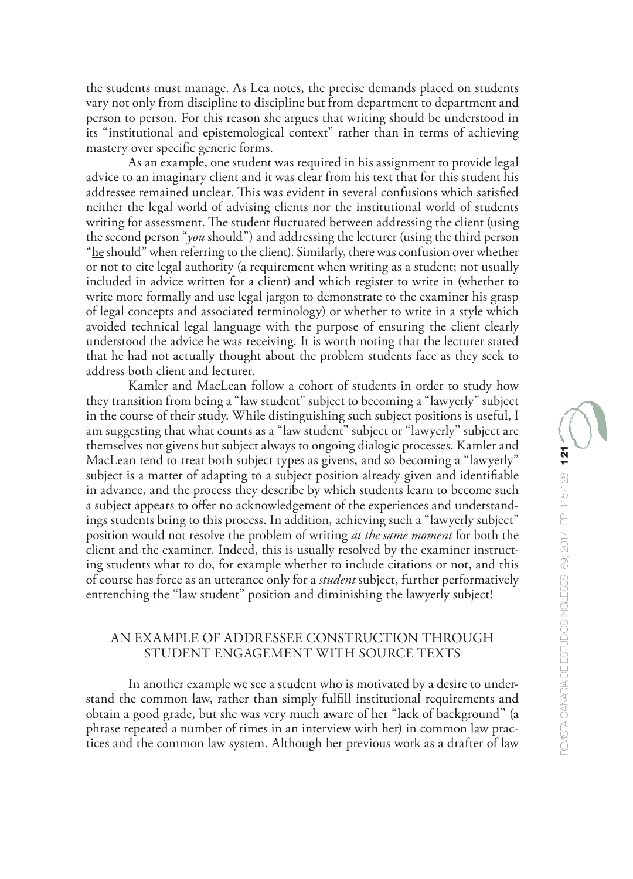the students must manage. As Lea notes, the precise demands placed on students vary not only from discipline to discipline but from department to department and person to person. For this reason she argues that writing should be understood in its "institutional and epistemological context" rather than in terms of achieving mastery over specific generic forms.

As an example, one student was required in his assignment to provide legal advice to an imaginary client and it was clear from his text that for this student his addressee remained unclear. This was evident in several confusions which satisfied neither the legal world of advising clients nor the institutional world of students writing for assessment. The student fluctuated between addressing the client (using the second person "*you* should") and addressing the lecturer (using the third person "he should" when referring to the client). Similarly, there was confusion over whether or not to cite legal authority (a requirement when writing as a student; not usually included in advice written for a client) and which register to write in (whether to write more formally and use legal jargon to demonstrate to the examiner his grasp of legal concepts and associated terminology) or whether to write in a style which avoided technical legal language with the purpose of ensuring the client clearly understood the advice he was receiving. It is worth noting that the lecturer stated that he had not actually thought about the problem students face as they seek to address both client and lecturer.

Kamler and MacLean follow a cohort of students in order to study how they transition from being a "law student" subject to becoming a "lawyerly" subject in the course of their study. While distinguishing such subject positions is useful, I am suggesting that what counts as a "law student" subject or "lawyerly" subject are themselves not givens but subject always to ongoing dialogic processes. Kamler and MacLean tend to treat both subject types as givens, and so becoming a "lawyerly" subject is a matter of adapting to a subject position already given and identifiable in advance, and the process they describe by which students learn to become such a subject appears to offer no acknowledgement of the experiences and understandings students bring to this process. In addition, achieving such a "lawyerly subject" position would not resolve the problem of writing *at the same moment* for both the client and the examiner. Indeed, this is usually resolved by the examiner instructing students what to do, for example whether to include citations or not, and this of course has force as an utterance only for a *student* subject, further performatively entrenching the "law student" position and diminishing the lawyerly subject!

## AN EXAMPLE OF ADDRESSEE CONSTRUCTION THROUGH STUDENT ENGAGEMENT WITH SOURCE TEXTS

In another example we see a student who is motivated by a desire to understand the common law, rather than simply fulfill institutional requirements and obtain a good grade, but she was very much aware of her "lack of background" (a phrase repeated a number of times in an interview with her) in common law practices and the common law system. Although her previous work as a drafter of law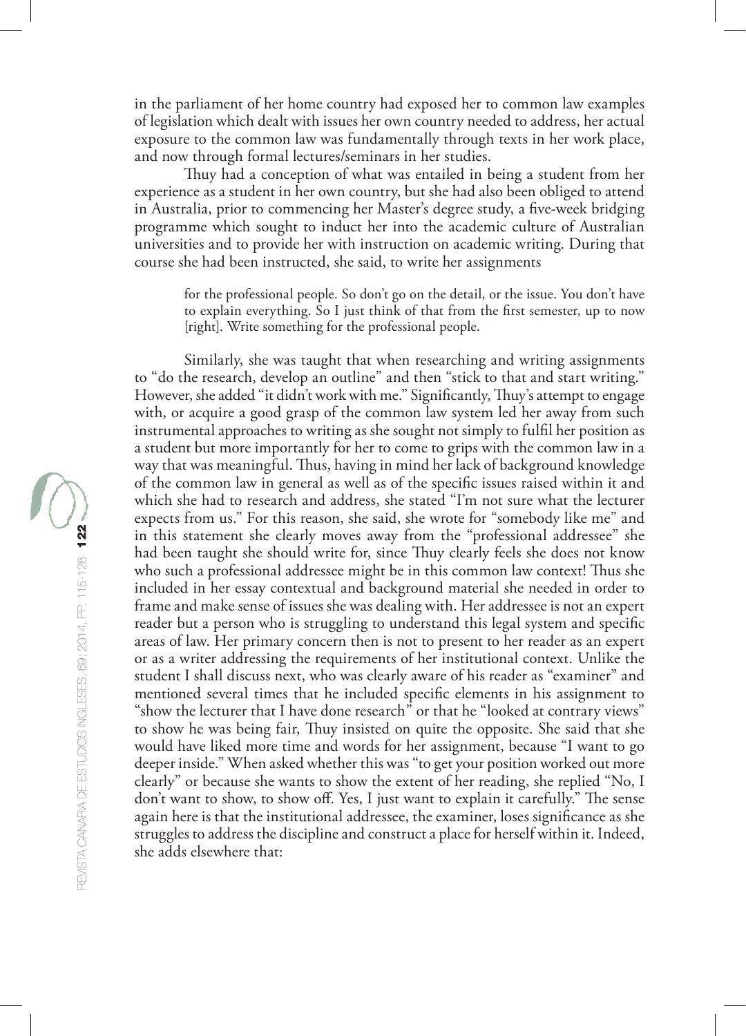in the parliament of her home country had exposed her to common law examples of legislation which dealt with issues her own country needed to address, her actual exposure to the common law was fundamentally through texts in her work place, and now through formal lectures/seminars in her studies.

Thuy had a conception of what was entailed in being a student from her experience as a student in her own country, but she had also been obliged to attend in Australia, prior to commencing her Master's degree study, a five-week bridging programme which sought to induct her into the academic culture of Australian universities and to provide her with instruction on academic writing. During that course she had been instructed, she said, to write her assignments

> for the professional people. So don't go on the detail, or the issue. You don't have to explain everything. So I just think of that from the first semester, up to now [right]. Write something for the professional people.

Similarly, she was taught that when researching and writing assignments to "do the research, develop an outline" and then "stick to that and start writing." However, she added "it didn't work with me." Significantly, Thuy's attempt to engage with, or acquire a good grasp of the common law system led her away from such instrumental approaches to writing as she sought not simply to fulfil her position as a student but more importantly for her to come to grips with the common law in a way that was meaningful. Thus, having in mind her lack of background knowledge of the common law in general as well as of the specific issues raised within it and which she had to research and address, she stated "I'm not sure what the lecturer expects from us." For this reason, she said, she wrote for "somebody like me" and in this statement she clearly moves away from the "professional addressee" she had been taught she should write for, since Thuy clearly feels she does not know who such a professional addressee might be in this common law context! Thus she included in her essay contextual and background material she needed in order to frame and make sense of issues she was dealing with. Her addressee is not an expert reader but a person who is struggling to understand this legal system and specific areas of law. Her primary concern then is not to present to her reader as an expert or as a writer addressing the requirements of her institutional context. Unlike the student I shall discuss next, who was clearly aware of his reader as "examiner" and mentioned several times that he included specific elements in his assignment to "show the lecturer that I have done research" or that he "looked at contrary views" to show he was being fair, Thuy insisted on quite the opposite. She said that she would have liked more time and words for her assignment, because "I want to go deeper inside." When asked whether this was "to get your position worked out more clearly" or because she wants to show the extent of her reading, she replied "No, I don't want to show, to show off. Yes, I just want to explain it carefully." The sense again here is that the institutional addressee, the examiner, loses significance as she struggles to address the discipline and construct a place for herself within it. Indeed, she adds elsewhere that: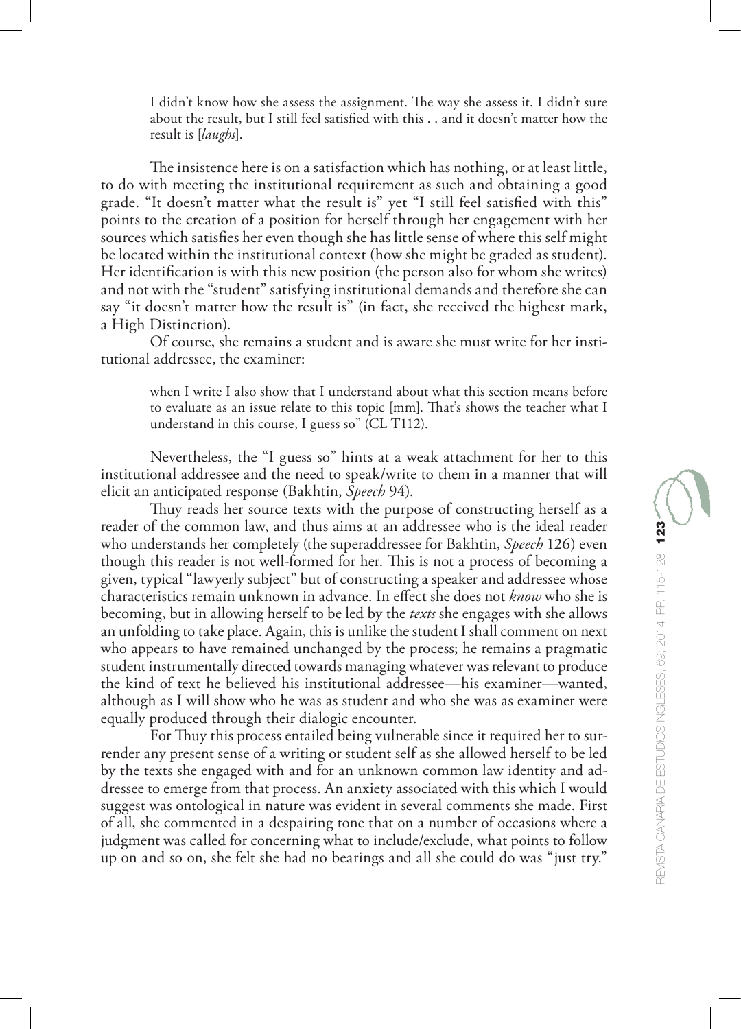> I didn't know how she assess the assignment. The way she assess it. I didn't sure about the result, but I still feel satisfied with this . . and it doesn't matter how the result is [*laughs*].

The insistence here is on a satisfaction which has nothing, or at least little, to do with meeting the institutional requirement as such and obtaining a good grade. "It doesn't matter what the result is" yet "I still feel satisfied with this" points to the creation of a position for herself through her engagement with her sources which satisfies her even though she has little sense of where this self might be located within the institutional context (how she might be graded as student). Her identification is with this new position (the person also for whom she writes) and not with the "student" satisfying institutional demands and therefore she can say "it doesn't matter how the result is" (in fact, she received the highest mark, a High Distinction).

Of course, she remains a student and is aware she must write for her institutional addressee, the examiner:

> when I write I also show that I understand about what this section means before to evaluate as an issue relate to this topic [mm]. That's shows the teacher what I understand in this course, I guess so" (CL T112).

Nevertheless, the "I guess so" hints at a weak attachment for her to this institutional addressee and the need to speak/write to them in a manner that will elicit an anticipated response (Bakhtin, *Speech* 94).

Thuy reads her source texts with the purpose of constructing herself as a reader of the common law, and thus aims at an addressee who is the ideal reader who understands her completely (the superaddressee for Bakhtin, *Speech* 126) even though this reader is not well-formed for her. This is not a process of becoming a given, typical "lawyerly subject" but of constructing a speaker and addressee whose characteristics remain unknown in advance. In effect she does not *know* who she is becoming, but in allowing herself to be led by the *texts* she engages with she allows an unfolding to take place. Again, this is unlike the student I shall comment on next who appears to have remained unchanged by the process; he remains a pragmatic student instrumentally directed towards managing whatever was relevant to produce the kind of text he believed his institutional addressee—his examiner—wanted, although as I will show who he was as student and who she was as examiner were equally produced through their dialogic encounter.

For Thuy this process entailed being vulnerable since it required her to surrender any present sense of a writing or student self as she allowed herself to be led by the texts she engaged with and for an unknown common law identity and addressee to emerge from that process. An anxiety associated with this which I would suggest was ontological in nature was evident in several comments she made. First of all, she commented in a despairing tone that on a number of occasions where a judgment was called for concerning what to include/exclude, what points to follow up on and so on, she felt she had no bearings and all she could do was "just try."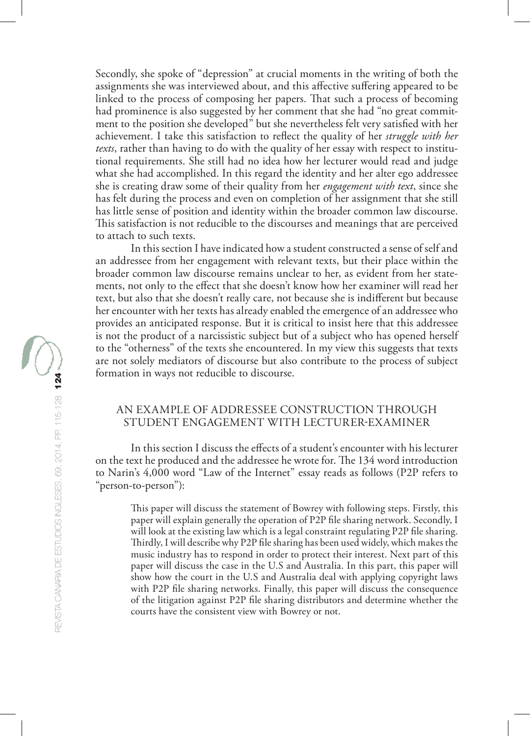Secondly, she spoke of "depression" at crucial moments in the writing of both the assignments she was interviewed about, and this affective suffering appeared to be linked to the process of composing her papers. That such a process of becoming had prominence is also suggested by her comment that she had "no great commitment to the position she developed" but she nevertheless felt very satisfied with her achievement. I take this satisfaction to reflect the quality of her *struggle with her texts*, rather than having to do with the quality of her essay with respect to institutional requirements. She still had no idea how her lecturer would read and judge what she had accomplished. In this regard the identity and her alter ego addressee she is creating draw some of their quality from her *engagement with text*, since she has felt during the process and even on completion of her assignment that she still has little sense of position and identity within the broader common law discourse. This satisfaction is not reducible to the discourses and meanings that are perceived to attach to such texts.

In this section I have indicated how a student constructed a sense of self and an addressee from her engagement with relevant texts, but their place within the broader common law discourse remains unclear to her, as evident from her statements, not only to the effect that she doesn't know how her examiner will read her text, but also that she doesn't really care, not because she is indifferent but because her encounter with her texts has already enabled the emergence of an addressee who provides an anticipated response. But it is critical to insist here that this addressee is not the product of a narcissistic subject but of a subject who has opened herself to the "otherness" of the texts she encountered. In my view this suggests that texts are not solely mediators of discourse but also contribute to the process of subject formation in ways not reducible to discourse.

## AN EXAMPLE OF ADDRESSEE CONSTRUCTION THROUGH STUDENT ENGAGEMENT WITH LECTURER-EXAMINER

In this section I discuss the effects of a student's encounter with his lecturer on the text he produced and the addressee he wrote for. The 134 word introduction to Narin's 4,000 word "Law of the Internet" essay reads as follows (P2P refers to "person-to-person"):

> This paper will discuss the statement of Bowrey with following steps. Firstly, this paper will explain generally the operation of P2P file sharing network. Secondly, I will look at the existing law which is a legal constraint regulating P2P file sharing. Thirdly, I will describe why P2P file sharing has been used widely, which makes the music industry has to respond in order to protect their interest. Next part of this paper will discuss the case in the U.S and Australia. In this part, this paper will show how the court in the U.S and Australia deal with applying copyright laws with P2P file sharing networks. Finally, this paper will discuss the consequence of the litigation against P2P file sharing distributors and determine whether the courts have the consistent view with Bowrey or not.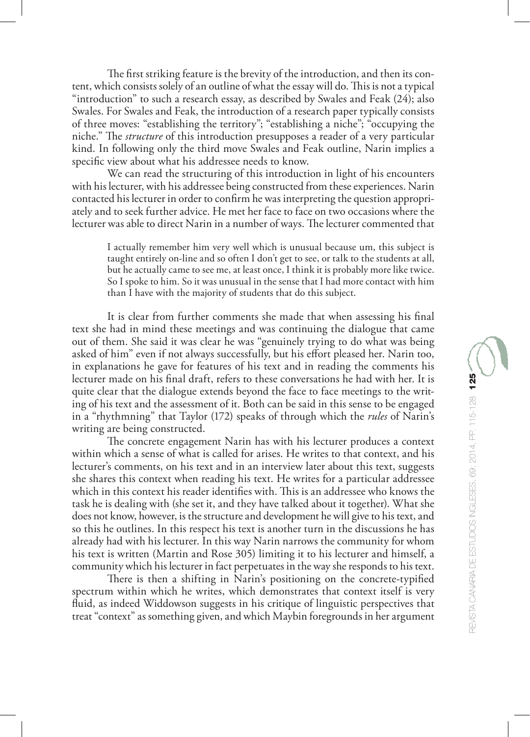The first striking feature is the brevity of the introduction, and then its content, which consists solely of an outline of what the essay will do. This is not a typical "introduction" to such a research essay, as described by Swales and Feak (24); also Swales. For Swales and Feak, the introduction of a research paper typically consists of three moves: "establishing the territory"; "establishing a niche"; "occupying the niche." The *structure* of this introduction presupposes a reader of a very particular kind. In following only the third move Swales and Feak outline, Narin implies a specific view about what his addressee needs to know.

We can read the structuring of this introduction in light of his encounters with his lecturer, with his addressee being constructed from these experiences. Narin contacted his lecturer in order to confirm he was interpreting the question appropriately and to seek further advice. He met her face to face on two occasions where the lecturer was able to direct Narin in a number of ways. The lecturer commented that

> I actually remember him very well which is unusual because um, this subject is taught entirely on-line and so often I don't get to see, or talk to the students at all, but he actually came to see me, at least once, I think it is probably more like twice. So I spoke to him. So it was unusual in the sense that I had more contact with him than I have with the majority of students that do this subject.

It is clear from further comments she made that when assessing his final text she had in mind these meetings and was continuing the dialogue that came out of them. She said it was clear he was "genuinely trying to do what was being asked of him" even if not always successfully, but his effort pleased her. Narin too, in explanations he gave for features of his text and in reading the comments his lecturer made on his final draft, refers to these conversations he had with her. It is quite clear that the dialogue extends beyond the face to face meetings to the writing of his text and the assessment of it. Both can be said in this sense to be engaged in a "rhythmning" that Taylor (172) speaks of through which the *rules* of Narin's writing are being constructed.

The concrete engagement Narin has with his lecturer produces a context within which a sense of what is called for arises. He writes to that context, and his lecturer's comments, on his text and in an interview later about this text, suggests she shares this context when reading his text. He writes for a particular addressee which in this context his reader identifies with. This is an addressee who knows the task he is dealing with (she set it, and they have talked about it together). What she does not know, however, is the structure and development he will give to his text, and so this he outlines. In this respect his text is another turn in the discussions he has already had with his lecturer. In this way Narin narrows the community for whom his text is written (Martin and Rose 305) limiting it to his lecturer and himself, a community which his lecturer in fact perpetuates in the way she responds to his text.

There is then a shifting in Narin's positioning on the concrete-typified spectrum within which he writes, which demonstrates that context itself is very fluid, as indeed Widdowson suggests in his critique of linguistic perspectives that treat "context" as something given, and which Maybin foregrounds in her argument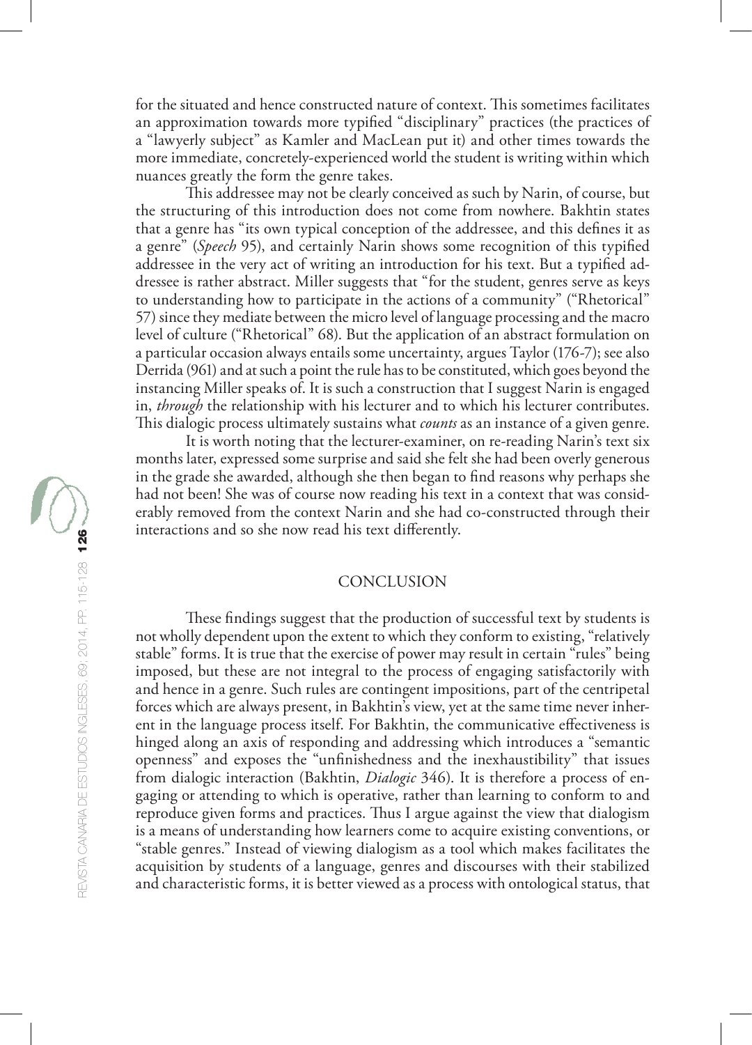for the situated and hence constructed nature of context. This sometimes facilitates an approximation towards more typified "disciplinary" practices (the practices of a "lawyerly subject" as Kamler and MacLean put it) and other times towards the more immediate, concretely-experienced world the student is writing within which nuances greatly the form the genre takes.

This addressee may not be clearly conceived as such by Narin, of course, but the structuring of this introduction does not come from nowhere. Bakhtin states that a genre has "its own typical conception of the addressee, and this defines it as a genre" (*Speech* 95), and certainly Narin shows some recognition of this typified addressee in the very act of writing an introduction for his text. But a typified addressee is rather abstract. Miller suggests that "for the student, genres serve as keys to understanding how to participate in the actions of a community" ("Rhetorical" 57) since they mediate between the micro level of language processing and the macro level of culture ("Rhetorical" 68). But the application of an abstract formulation on a particular occasion always entails some uncertainty, argues Taylor (176-7); see also Derrida (961) and at such a point the rule has to be constituted, which goes beyond the instancing Miller speaks of. It is such a construction that I suggest Narin is engaged in, *through* the relationship with his lecturer and to which his lecturer contributes. This dialogic process ultimately sustains what *counts* as an instance of a given genre.

It is worth noting that the lecturer-examiner, on re-reading Narin's text six months later, expressed some surprise and said she felt she had been overly generous in the grade she awarded, although she then began to find reasons why perhaps she had not been! She was of course now reading his text in a context that was considerably removed from the context Narin and she had co-constructed through their interactions and so she now read his text differently.

## CONCLUSION

These findings suggest that the production of successful text by students is not wholly dependent upon the extent to which they conform to existing, "relatively stable" forms. It is true that the exercise of power may result in certain "rules" being imposed, but these are not integral to the process of engaging satisfactorily with and hence in a genre. Such rules are contingent impositions, part of the centripetal forces which are always present, in Bakhtin's view, yet at the same time never inherent in the language process itself. For Bakhtin, the communicative effectiveness is hinged along an axis of responding and addressing which introduces a "semantic openness" and exposes the "unfinishedness and the inexhaustibility" that issues from dialogic interaction (Bakhtin, *Dialogic* 346). It is therefore a process of engaging or attending to which is operative, rather than learning to conform to and reproduce given forms and practices. Thus I argue against the view that dialogism is a means of understanding how learners come to acquire existing conventions, or "stable genres." Instead of viewing dialogism as a tool which makes facilitates the acquisition by students of a language, genres and discourses with their stabilized and characteristic forms, it is better viewed as a process with ontological status, that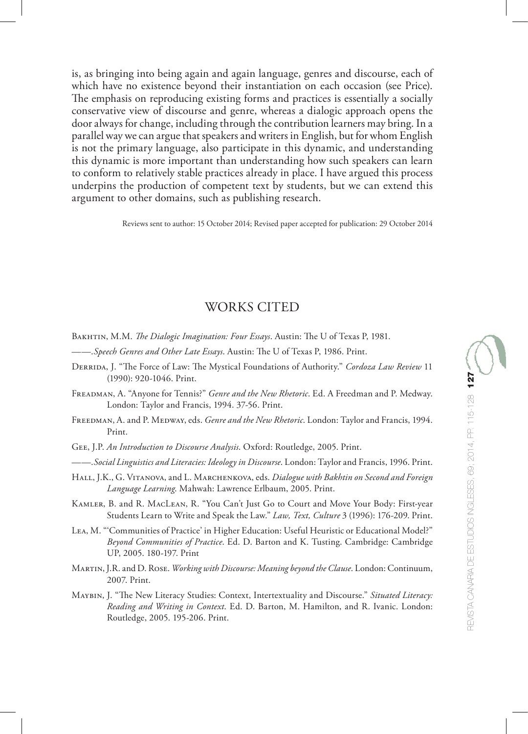is, as bringing into being again and again language, genres and discourse, each of which have no existence beyond their instantiation on each occasion (see Price). The emphasis on reproducing existing forms and practices is essentially a socially conservative view of discourse and genre, whereas a dialogic approach opens the door always for change, including through the contribution learners may bring. In a parallel way we can argue that speakers and writers in English, but for whom English is not the primary language, also participate in this dynamic, and understanding this dynamic is more important than understanding how such speakers can learn to conform to relatively stable practices already in place. I have argued this process underpins the production of competent text by students, but we can extend this argument to other domains, such as publishing research.

Reviews sent to author: 15 October 2014; Revised paper accepted for publication: 29 October 2014

## WORKS CITED

Bakhtin, M.M. *The Dialogic Imagination: Four Essays*. Austin: The U of Texas P, 1981.

——.*Speech Genres and Other Late Essays*. Austin: The U of Texas P, 1986. Print.

Derrida, J. "The Force of Law: The Mystical Foundations of Authority." *Cordoza Law Review* 11 (1990): 920-1046. Print.

Freadman, A. "Anyone for Tennis?" *Genre and the New Rhetoric*. Ed. A Freedman and P. Medway. London: Taylor and Francis, 1994. 37-56. Print.

Freedman, A. and P. Medway, eds. *Genre and the New Rhetoric*. London: Taylor and Francis, 1994. Print.

Gee, J.P. *An Introduction to Discourse Analysis*. Oxford: Routledge, 2005. Print.

——.*Social Linguistics and Literacies: Ideology in Discourse*. London: Taylor and Francis, 1996. Print.

Hall, J.K., G. Vitanova, and L. Marchenkova, eds. *Dialogue with Bakhtin on Second and Foreign Language Learning*. Mahwah: Lawrence Erlbaum, 2005. Print.

Kamler, B. and R. MacLean, R. "You Can't Just Go to Court and Move Your Body: First-year Students Learn to Write and Speak the Law." *Law, Text, Culture* 3 (1996): 176-209. Print.

Lea, M. "'Communities of Practice' in Higher Education: Useful Heuristic or Educational Model?" *Beyond Communities of Practice*. Ed. D. Barton and K. Tusting. Cambridge: Cambridge UP, 2005. 180-197. Print

Martin, J.R. and D. Rose. *Working with Discourse: Meaning beyond the Clause*. London: Continuum, 2007. Print.

Maybin, J. "The New Literacy Studies: Context, Intertextuality and Discourse." *Situated Literacy: Reading and Writing in Context*. Ed. D. Barton, M. Hamilton, and R. Ivanic. London: Routledge, 2005. 195-206. Print.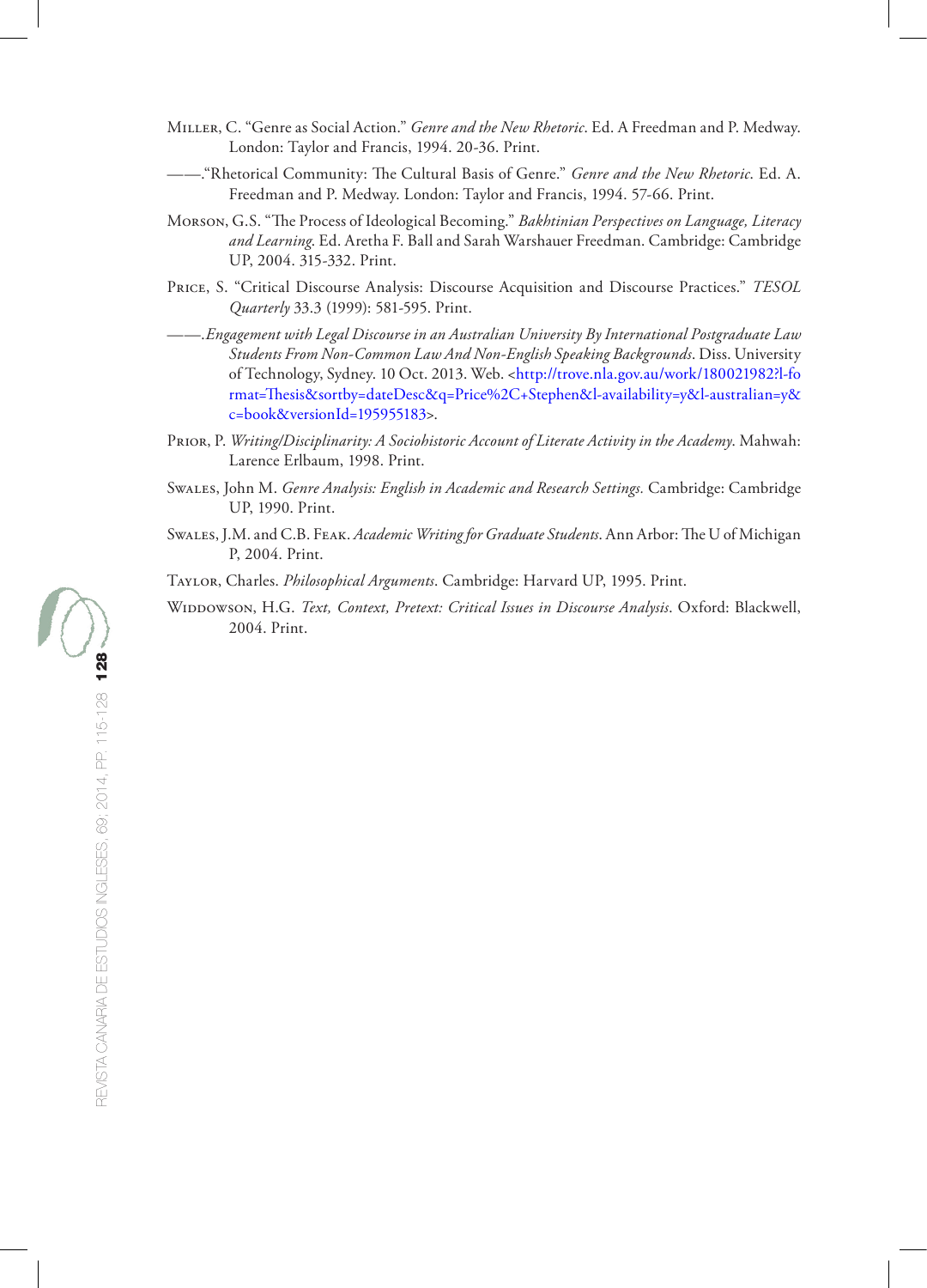Miller, C. "Genre as Social Action." *Genre and the New Rhetoric*. Ed. A Freedman and P. Medway. London: Taylor and Francis, 1994. 20-36. Print.

———."Rhetorical Community: The Cultural Basis of Genre." *Genre and the New Rhetoric*. Ed. A. Freedman and P. Medway. London: Taylor and Francis, 1994. 57-66. Print.

Morson, G.S. "The Process of Ideological Becoming." *Bakhtinian Perspectives on Language, Literacy and Learning*. Ed. Aretha F. Ball and Sarah Warshauer Freedman. Cambridge: Cambridge UP, 2004. 315-332. Print.

Price, S. "Critical Discourse Analysis: Discourse Acquisition and Discourse Practices." *TESOL Quarterly* 33.3 (1999): 581-595. Print.

———.*Engagement with Legal Discourse in an Australian University By International Postgraduate Law Students From Non-Common Law And Non-English Speaking Backgrounds*. Diss. University of Technology, Sydney. 10 Oct. 2013. Web. <http://trove.nla.gov.au/work/180021982?l-format=Thesis&sortby=dateDesc&q=Price%2C+Stephen&l-availability=y&l-australian=y&c=book&versionId=195955183>.

Prior, P. *Writing/Disciplinarity: A Sociohistoric Account of Literate Activity in the Academy*. Mahwah: Larence Erlbaum, 1998. Print.

Swales, John M. *Genre Analysis: English in Academic and Research Settings.* Cambridge: Cambridge UP, 1990. Print.

Swales, J.M. and C.B. Feak. *Academic Writing for Graduate Students*. Ann Arbor: The U of Michigan P, 2004. Print.

Taylor, Charles. *Philosophical Arguments*. Cambridge: Harvard UP, 1995. Print.

Widdowson, H.G. *Text, Context, Pretext: Critical Issues in Discourse Analysis*. Oxford: Blackwell, 2004. Print.